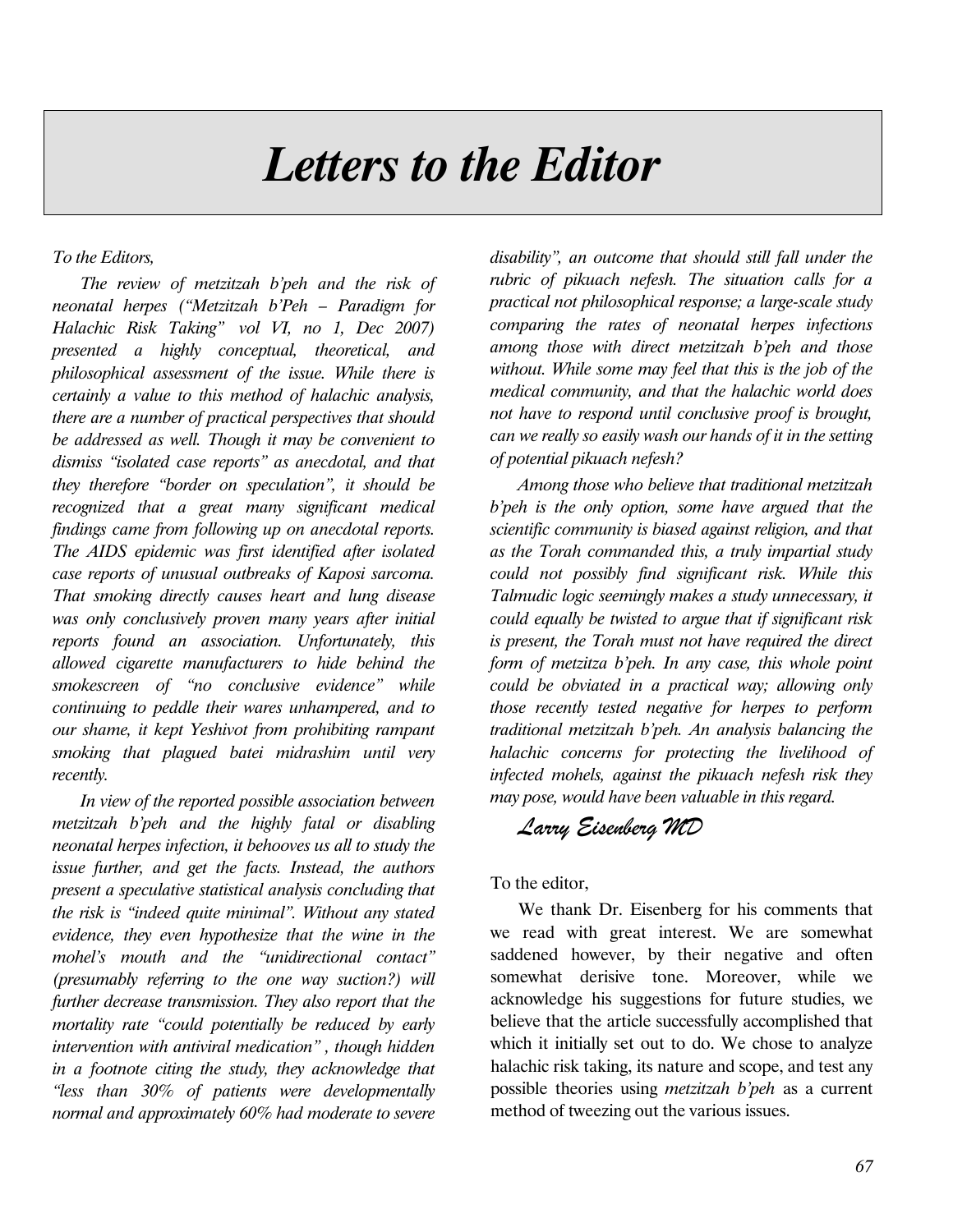# Letters to the Editor

*To the Editors,*

*The review of metzitzah b'peh and the risk of neonatal herpes ("Metzitzah b'Peh – Paradigm for Halachic Risk Taking" vol VI, no 1, Dec 2007) presented a highly conceptual, theoretical, and philosophical assessment of the issue. While there is certainly a value to this method of halachic analysis, there are a number of practical perspectives that should be addressed as well. Though it may be convenient to dismiss "isolated case reports" as anecdotal, and that they therefore "border on speculation", it should be recognized that a great many significant medical findings came from following up on anecdotal reports. The AIDS epidemic was first identified after isolated case reports of unusual outbreaks of Kaposi sarcoma. That smoking directly causes heart and lung disease was only conclusively proven many years after initial reports found an association. Unfortunately, this allowed cigarette manufacturers to hide behind the smokescreen of "no conclusive evidence" while continuing to peddle their wares unhampered, and to our shame, it kept Yeshivot from prohibiting rampant smoking that plagued batei midrashim until very recently.*

*In view of the reported possible association between metzitzah b'peh and the highly fatal or disabling neonatal herpes infection, it behooves us all to study the issue further, and get the facts. Instead, the authors present a speculative statistical analysis concluding that the risk is "indeed quite minimal". Without any stated evidence, they even hypothesize that the wine in the mohel's mouth and the "unidirectional contact" (presumably referring to the one way suction?) will further decrease transmission. They also report that the mortality rate "could potentially be reduced by early intervention with antiviral medication" , though hidden in a footnote citing the study, they acknowledge that "less than 30% of patients were developmentally normal and approximately 60% had moderate to severe disability", an outcome that should still fall under the rubric of pikuach nefesh. The situation calls for a practical not philosophical response; a large-scale study comparing the rates of neonatal herpes infections among those with direct metzitzah b'peh and those without. While some may feel that this is the job of the medical community, and that the halachic world does not have to respond until conclusive proof is brought, can we really so easily wash our hands of it in the setting of potential pikuach nefesh?*

*Among those who believe that traditional metzitzah b'peh is the only option, some have argued that the scientific community is biased against religion, and that as the Torah commanded this, a truly impartial study could not possibly find significant risk. While this Talmudic logic seemingly makes a study unnecessary, it could equally be twisted to argue that if significant risk is present, the Torah must not have required the direct form of metzitza b'peh. In any case, this whole point could be obviated in a practical way; allowing only those recently tested negative for herpes to perform traditional metzitzah b'peh. An analysis balancing the halachic concerns for protecting the livelihood of infected mohels, against the pikuach nefesh risk they may pose, would have been valuable in this regard.*

*Larry Eisenberg MD*

To the editor,

We thank Dr. Eisenberg for his comments that we read with great interest. We are somewhat saddened however, by their negative and often somewhat derisive tone. Moreover, while we acknowledge his suggestions for future studies, we believe that the article successfully accomplished that which it initially set out to do. We chose to analyze halachic risk taking, its nature and scope, and test any possible theories using *metzitzah b'peh* as a current method of tweezing out the various issues.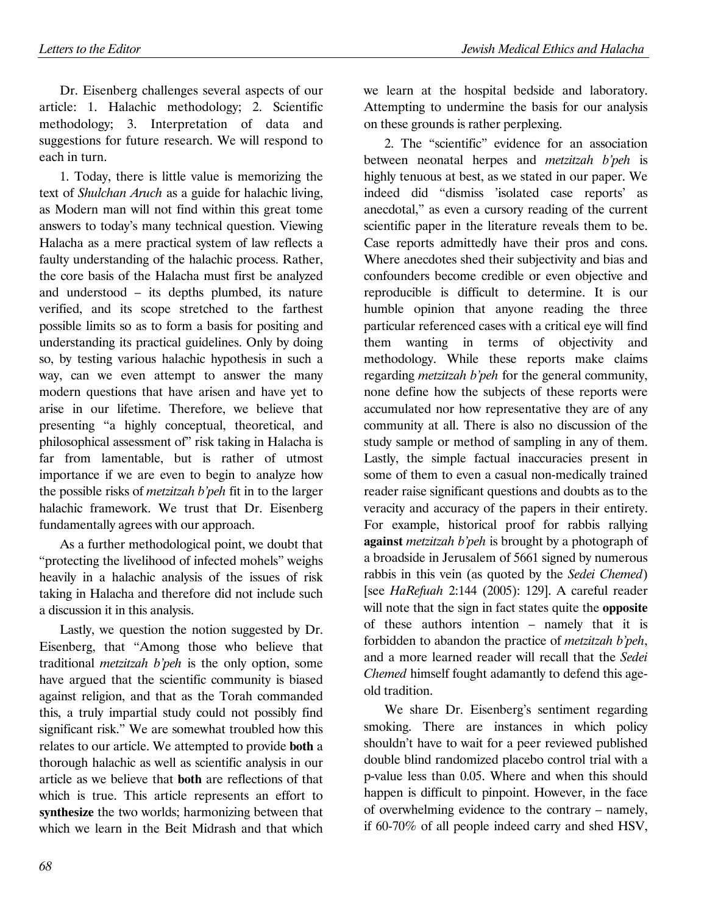Dr. Eisenberg challenges several aspects of our article: 1. Halachic methodology; 2. Scientific methodology; 3. Interpretation of data and suggestions for future research. We will respond to each in turn.

1. Today, there is little value is memorizing the text of *Shulchan Aruch* as a guide for halachic living, as Modern man will not find within this great tome answers to today's many technical question. Viewing Halacha as a mere practical system of law reflects a faulty understanding of the halachic process. Rather, the core basis of the Halacha must first be analyzed and understood – its depths plumbed, its nature verified, and its scope stretched to the farthest possible limits so as to form a basis for positing and understanding its practical guidelines. Only by doing so, by testing various halachic hypothesis in such a way, can we even attempt to answer the many modern questions that have arisen and have yet to arise in our lifetime. Therefore, we believe that presenting "a highly conceptual, theoretical, and philosophical assessment of" risk taking in Halacha is far from lamentable, but is rather of utmost importance if we are even to begin to analyze how the possible risks of *metzitzah b'peh* fit in to the larger halachic framework. We trust that Dr. Eisenberg fundamentally agrees with our approach.

As a further methodological point, we doubt that "protecting the livelihood of infected mohels" weighs heavily in a halachic analysis of the issues of risk taking in Halacha and therefore did not include such a discussion it in this analysis.

Lastly, we question the notion suggested by Dr. Eisenberg, that "Among those who believe that traditional *metzitzah b'peh* is the only option, some have argued that the scientific community is biased against religion, and that as the Torah commanded this, a truly impartial study could not possibly find significant risk." We are somewhat troubled how this relates to our article. We attempted to provide **both** a thorough halachic as well as scientific analysis in our article as we believe that **both** are reflections of that which is true. This article represents an effort to **synthesize** the two worlds; harmonizing between that which we learn in the Beit Midrash and that which we learn at the hospital bedside and laboratory. Attempting to undermine the basis for our analysis on these grounds is rather perplexing.

2. The "scientific" evidence for an association between neonatal herpes and *metzitzah b'peh* is highly tenuous at best, as we stated in our paper. We indeed did "dismiss 'isolated case reports' as anecdotal," as even a cursory reading of the current scientific paper in the literature reveals them to be. Case reports admittedly have their pros and cons. Where anecdotes shed their subjectivity and bias and confounders become credible or even objective and reproducible is difficult to determine. It is our humble opinion that anyone reading the three particular referenced cases with a critical eye will find them wanting in terms of objectivity and methodology. While these reports make claims regarding *metzitzah b'peh* for the general community, none define how the subjects of these reports were accumulated nor how representative they are of any community at all. There is also no discussion of the study sample or method of sampling in any of them. Lastly, the simple factual inaccuracies present in some of them to even a casual non-medically trained reader raise significant questions and doubts as to the veracity and accuracy of the papers in their entirety. For example, historical proof for rabbis rallying **against** *metzitzah b'peh* is brought by a photograph of a broadside in Jerusalem of 5661 signed by numerous rabbis in this vein (as quoted by the *Sedei Chemed*) [see *HaRefuah* 2:144 (2005): 129]. A careful reader will note that the sign in fact states quite the **opposite** of these authors intention – namely that it is forbidden to abandon the practice of *metzitzah b'peh*, and a more learned reader will recall that the *Sedei Chemed* himself fought adamantly to defend this age-old tradition.

We share Dr. Eisenberg's sentiment regarding smoking. There are instances in which policy shouldn't have to wait for a peer reviewed published double blind randomized placebo control trial with a p-value less than 0.05. Where and when this should happen is difficult to pinpoint. However, in the face of overwhelming evidence to the contrary – namely, if 60-70% of all people indeed carry and shed HSV,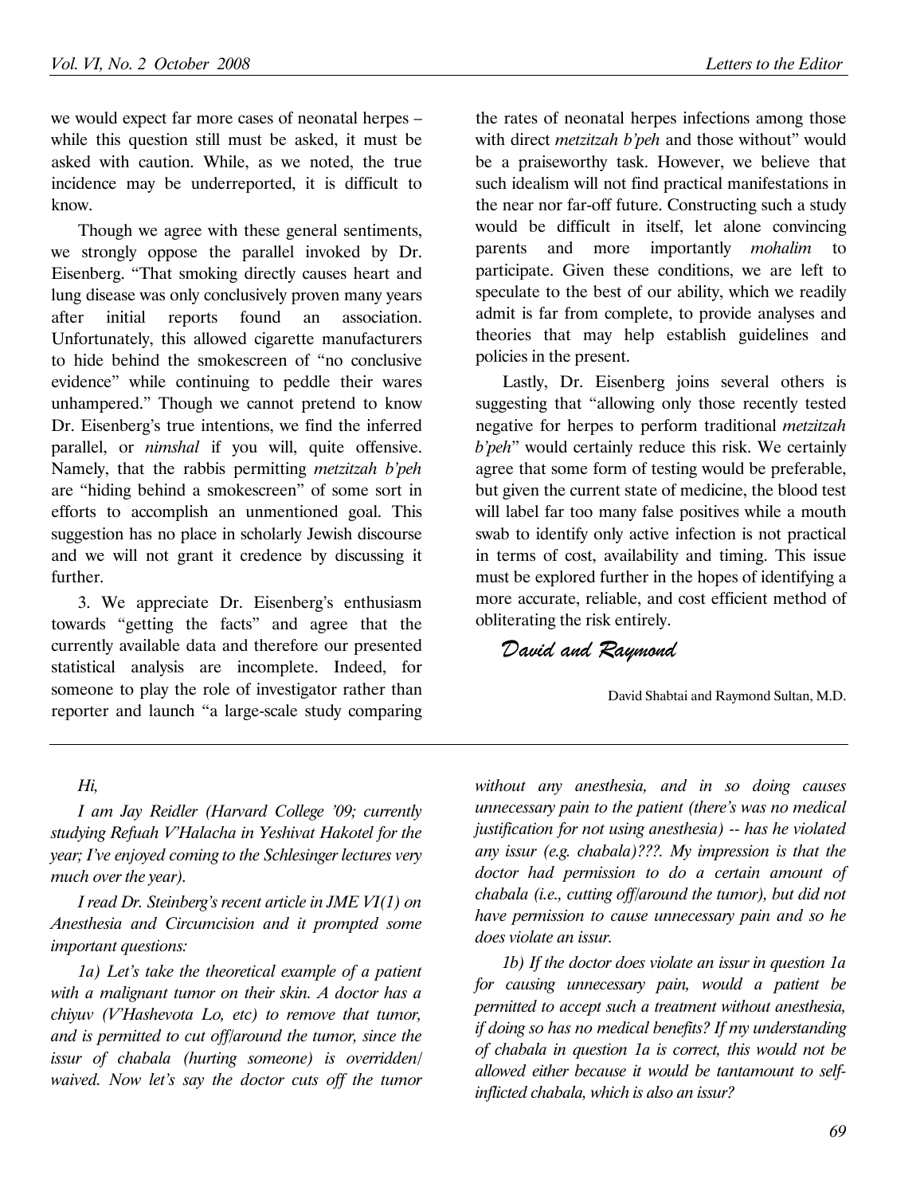we would expect far more cases of neonatal herpes – while this question still must be asked, it must be asked with caution. While, as we noted, the true incidence may be underreported, it is difficult to know.

Though we agree with these general sentiments, we strongly oppose the parallel invoked by Dr. Eisenberg. "That smoking directly causes heart and lung disease was only conclusively proven many years after initial reports found an association. Unfortunately, this allowed cigarette manufacturers to hide behind the smokescreen of "no conclusive evidence" while continuing to peddle their wares unhampered." Though we cannot pretend to know Dr. Eisenberg's true intentions, we find the inferred parallel, or *nimshal* if you will, quite offensive. Namely, that the rabbis permitting *metzitzah b'peh* are "hiding behind a smokescreen" of some sort in efforts to accomplish an unmentioned goal. This suggestion has no place in scholarly Jewish discourse and we will not grant it credence by discussing it further.

3. We appreciate Dr. Eisenberg's enthusiasm towards "getting the facts" and agree that the currently available data and therefore our presented statistical analysis are incomplete. Indeed, for someone to play the role of investigator rather than reporter and launch "a large-scale study comparing the rates of neonatal herpes infections among those with direct *metzitzah b'peh* and those without" would be a praiseworthy task. However, we believe that such idealism will not find practical manifestations in the near nor far-off future. Constructing such a study would be difficult in itself, let alone convincing parents and more importantly *mohalim* to participate. Given these conditions, we are left to speculate to the best of our ability, which we readily admit is far from complete, to provide analyses and theories that may help establish guidelines and policies in the present.

Lastly, Dr. Eisenberg joins several others is suggesting that "allowing only those recently tested negative for herpes to perform traditional *metzitzah b'peh*" would certainly reduce this risk. We certainly agree that some form of testing would be preferable, but given the current state of medicine, the blood test will label far too many false positives while a mouth swab to identify only active infection is not practical in terms of cost, availability and timing. This issue must be explored further in the hopes of identifying a more accurate, reliable, and cost efficient method of obliterating the risk entirely.

*David and Raymond*

David Shabtai and Raymond Sultan, M.D.

---

*Hi,*

*I am Jay Reidler (Harvard College '09; currently studying Refuah V'Halacha in Yeshivat Hakotel for the year; I've enjoyed coming to the Schlesinger lectures very much over the year).*

*I read Dr. Steinberg's recent article in JME VI(1) on Anesthesia and Circumcision and it prompted some important questions:*

*1a) Let's take the theoretical example of a patient with a malignant tumor on their skin. A doctor has a chiyuv (V'Hashevota Lo, etc) to remove that tumor, and is permitted to cut off/around the tumor, since the issur of chabala (hurting someone) is overridden/waived. Now let's say the doctor cuts off the tumor without any anesthesia, and in so doing causes unnecessary pain to the patient (there's was no medical justification for not using anesthesia) -- has he violated any issur (e.g. chabala)???. My impression is that the doctor had permission to do a certain amount of chabala (i.e., cutting off/around the tumor), but did not have permission to cause unnecessary pain and so he does violate an issur.*

*1b) If the doctor does violate an issur in question 1a for causing unnecessary pain, would a patient be permitted to accept such a treatment without anesthesia, if doing so has no medical benefits? If my understanding of chabala in question 1a is correct, this would not be allowed either because it would be tantamount to self-inflicted chabala, which is also an issur?*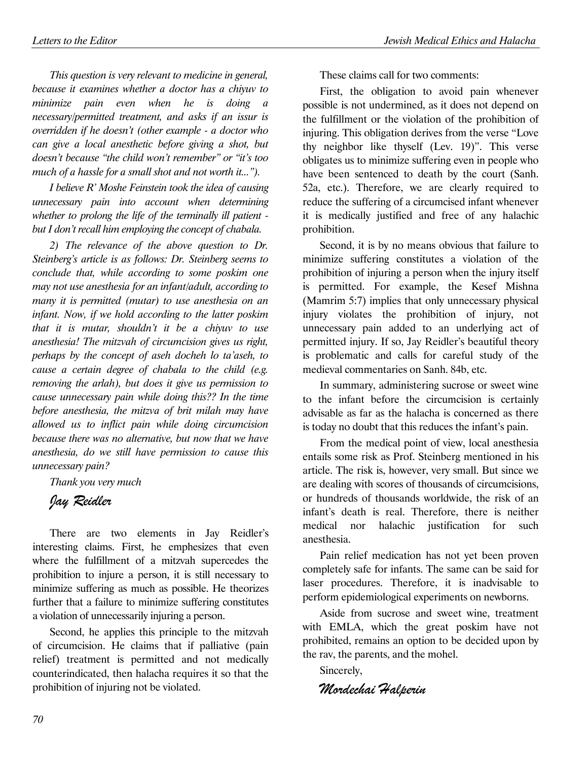*This question is very relevant to medicine in general, because it examines whether a doctor has a chiyuv to minimize pain even when he is doing a necessary/permitted treatment, and asks if an issur is overridden if he doesn't (other example - a doctor who can give a local anesthetic before giving a shot, but doesn't because "the child won't remember" or "it's too much of a hassle for a small shot and not worth it...").*

*I believe R' Moshe Feinstein took the idea of causing unnecessary pain into account when determining whether to prolong the life of the terminally ill patient - but I don't recall him employing the concept of chabala.*

*2) The relevance of the above question to Dr. Steinberg's article is as follows: Dr. Steinberg seems to conclude that, while according to some poskim one may not use anesthesia for an infant/adult, according to many it is permitted (mutar) to use anesthesia on an infant. Now, if we hold according to the latter poskim that it is mutar, shouldn't it be a chiyuv to use anesthesia! The mitzvah of circumcision gives us right, perhaps by the concept of aseh docheh lo ta'aseh, to cause a certain degree of chabala to the child (e.g. removing the arlah), but does it give us permission to cause unnecessary pain while doing this?? In the time before anesthesia, the mitzva of brit milah may have allowed us to inflict pain while doing circumcision because there was no alternative, but now that we have anesthesia, do we still have permission to cause this unnecessary pain?*

*Thank you very much*

*Jay Reidler*

There are two elements in Jay Reidler's interesting claims. First, he emphasizes that even where the fulfillment of a mitzvah supercedes the prohibition to injure a person, it is still necessary to minimize suffering as much as possible. He theorizes further that a failure to minimize suffering constitutes a violation of unnecessarily injuring a person.

Second, he applies this principle to the mitzvah of circumcision. He claims that if palliative (pain relief) treatment is permitted and not medically counterindicated, then halacha requires it so that the prohibition of injuring not be violated.

These claims call for two comments:

First, the obligation to avoid pain whenever possible is not undermined, as it does not depend on the fulfillment or the violation of the prohibition of injuring. This obligation derives from the verse "Love thy neighbor like thyself (Lev. 19)". This verse obligates us to minimize suffering even in people who have been sentenced to death by the court (Sanh. 52a, etc.). Therefore, we are clearly required to reduce the suffering of a circumcised infant whenever it is medically justified and free of any halachic prohibition.

Second, it is by no means obvious that failure to minimize suffering constitutes a violation of the prohibition of injuring a person when the injury itself is permitted. For example, the Kesef Mishna (Mamrim 5:7) implies that only unnecessary physical injury violates the prohibition of injury, not unnecessary pain added to an underlying act of permitted injury. If so, Jay Reidler's beautiful theory is problematic and calls for careful study of the medieval commentaries on Sanh. 84b, etc.

In summary, administering sucrose or sweet wine to the infant before the circumcision is certainly advisable as far as the halacha is concerned as there is today no doubt that this reduces the infant's pain.

From the medical point of view, local anesthesia entails some risk as Prof. Steinberg mentioned in his article. The risk is, however, very small. But since we are dealing with scores of thousands of circumcisions, or hundreds of thousands worldwide, the risk of an infant's death is real. Therefore, there is neither medical nor halachic justification for such anesthesia.

Pain relief medication has not yet been proven completely safe for infants. The same can be said for laser procedures. Therefore, it is inadvisable to perform epidemiological experiments on newborns.

Aside from sucrose and sweet wine, treatment with EMLA, which the great poskim have not prohibited, remains an option to be decided upon by the rav, the parents, and the mohel.

Sincerely,

*Mordechai Halperin*